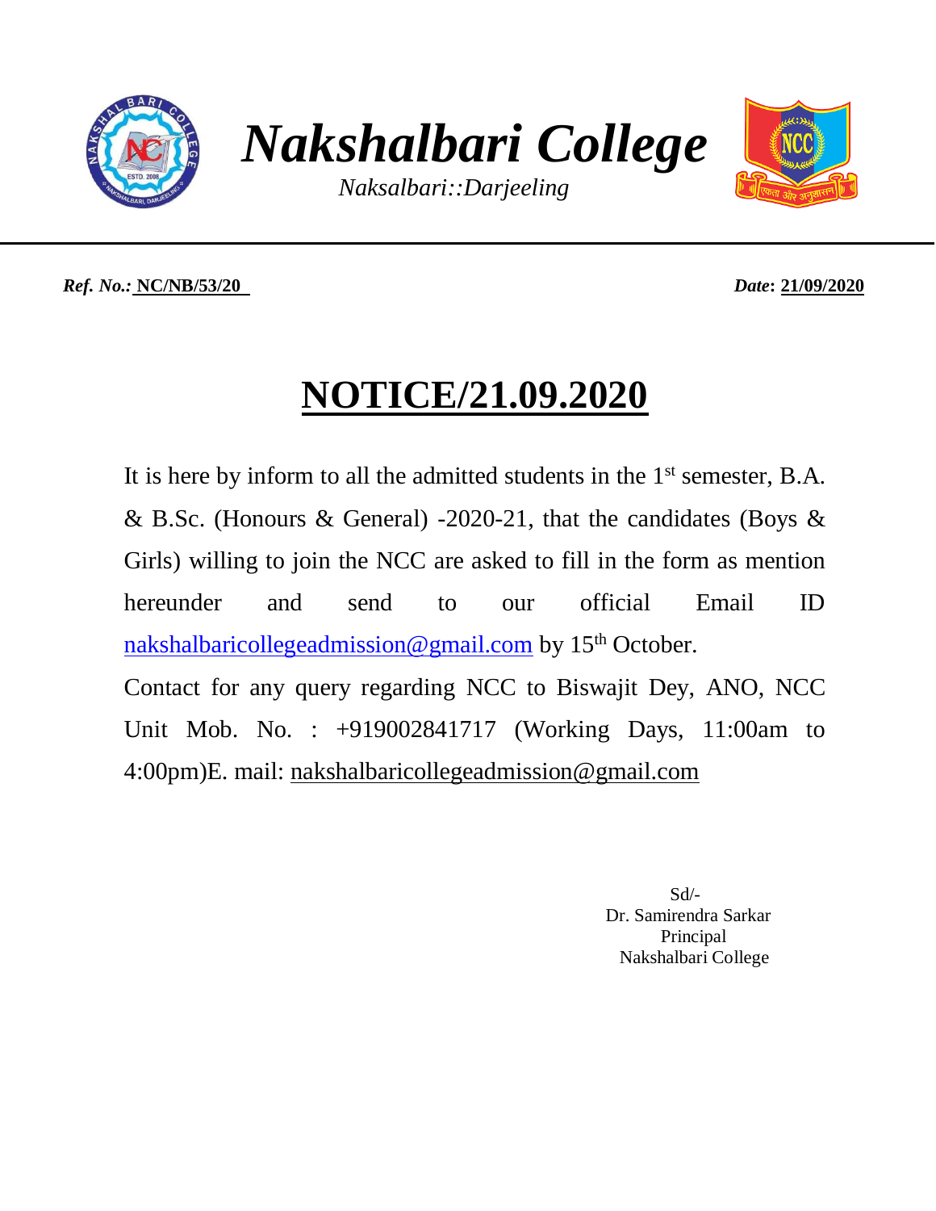# *Nakshalbari College*

*Naksalbari::Darjeeling*

***Ref. No.:*** **NC/NB/53/20** ***Date*****: 21/09/2020**

## NOTICE/21.09.2020

It is here by inform to all the admitted students in the 1st semester, B.A. & B.Sc. (Honours & General) -2020-21, that the candidates (Boys & Girls) willing to join the NCC are asked to fill in the form as mention hereunder and send to our official Email ID nakshalbaricollegeadmission@gmail.com by 15th October.

Contact for any query regarding NCC to Biswajit Dey, ANO, NCC Unit Mob. No. : +919002841717 (Working Days, 11:00am to 4:00pm)E. mail: nakshalbaricollegeadmission@gmail.com

Sd/-
Dr. Samirendra Sarkar
Principal
Nakshalbari College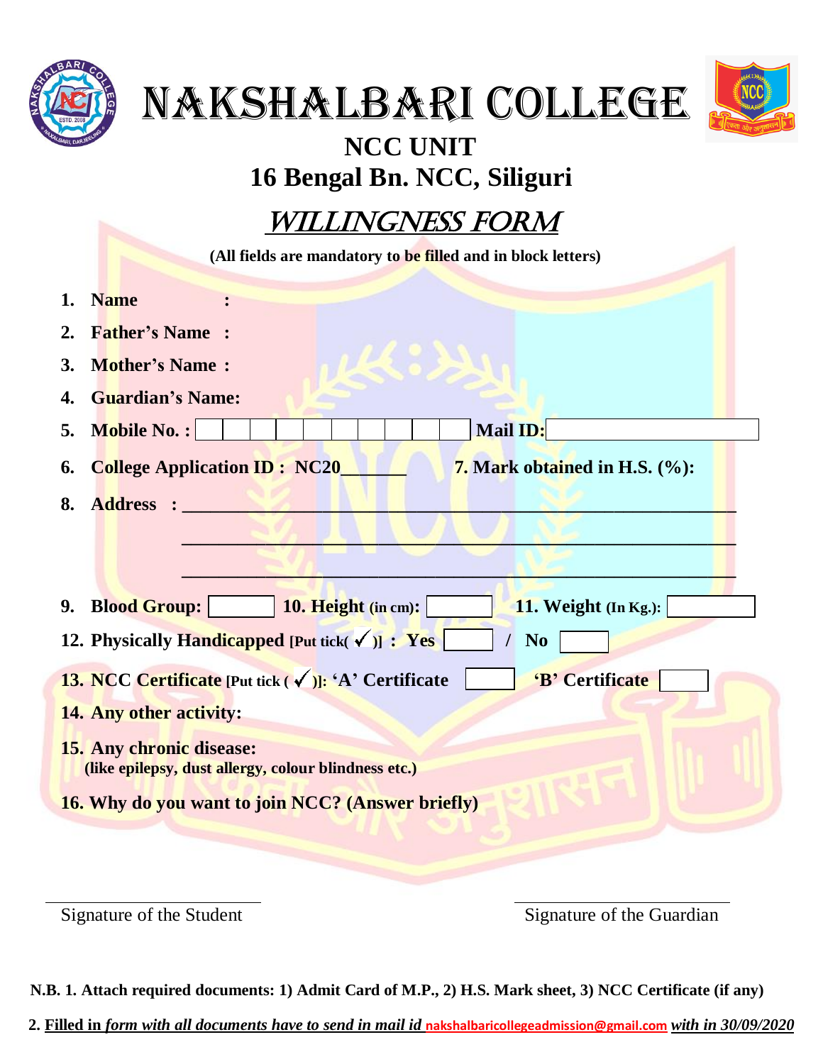# NAKSHALBARI COLLEGE

## NCC UNIT

## 16 Bengal Bn. NCC, Siliguri

## *WILLINGNESS FORM*

**(All fields are mandatory to be filled and in block letters)**

1. **Name :**
2. **Father's Name :**
3. **Mother's Name :**
4. **Guardian's Name:**
5. **Mobile No. :** ☐☐☐☐☐☐☐☐☐☐ **Mail ID:** ______
6. **College Application ID : NC20______** **7. Mark obtained in H.S. (%):**
8. **Address :** ______________________________________________

   ______________________________________________

   ______________________________________________

9. **Blood Group:** ☐ **10. Height (in cm):** ☐ **11. Weight (In Kg.):** ☐

12. **Physically Handicapped [Put tick( ✓ )] : Yes** ☐ **/ No** ☐

13. **NCC Certificate [Put tick ( ✓ )]: 'A' Certificate** ☐ **'B' Certificate** ☐

14. **Any other activity:**

15. **Any chronic disease:**
    **(like epilepsy, dust allergy, colour blindness etc.)**

16. **Why do you want to join NCC? (Answer briefly)**

Signature of the Student

Signature of the Guardian

**N.B. 1. Attach required documents: 1) Admit Card of M.P., 2) H.S. Mark sheet, 3) NCC Certificate (if any)**

**2. Filled in *form with all documents have to send in mail id* nakshalbaricollegeadmission@gmail.com *with in 30/09/2020***